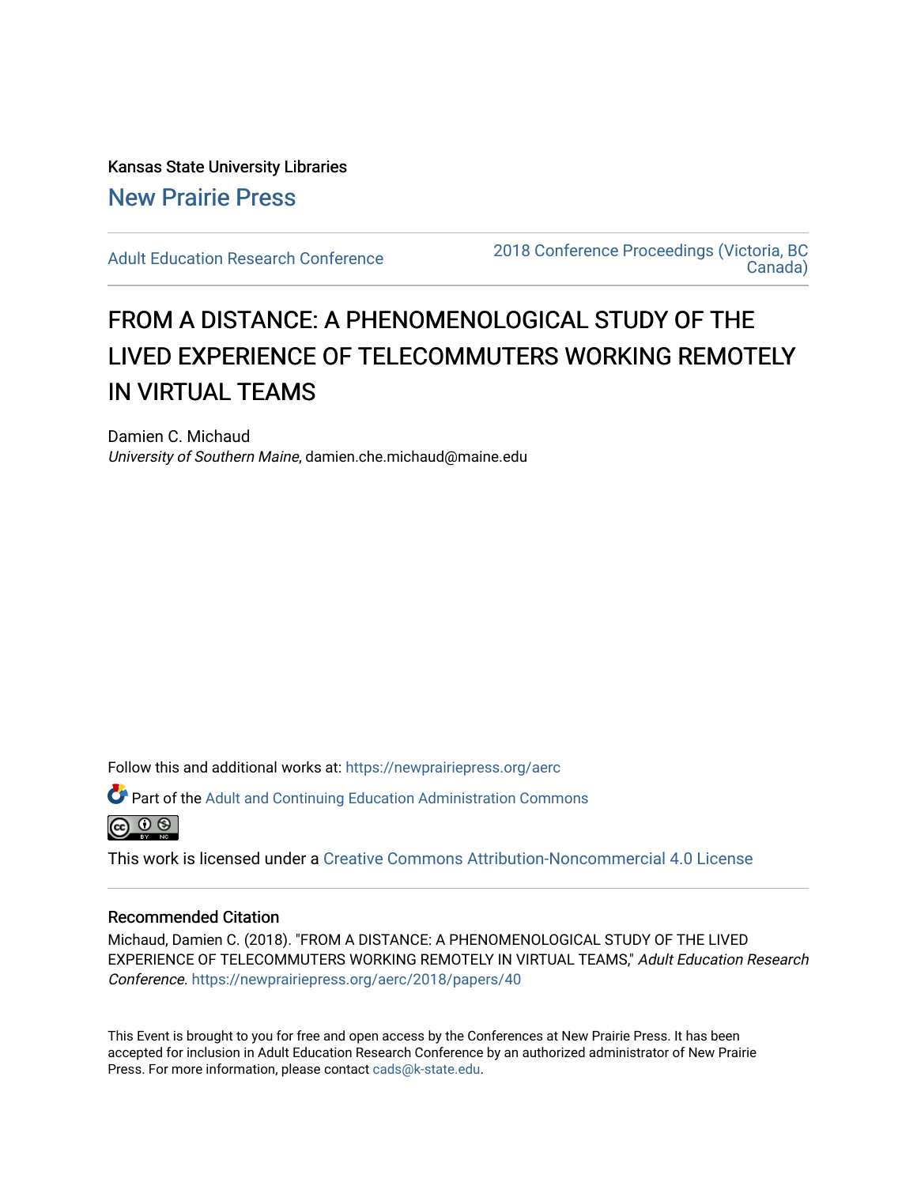Kansas State University Libraries

New Prairie Press

Adult Education Research Conference

2018 Conference Proceedings (Victoria, BC Canada)

# FROM A DISTANCE: A PHENOMENOLOGICAL STUDY OF THE LIVED EXPERIENCE OF TELECOMMUTERS WORKING REMOTELY IN VIRTUAL TEAMS

Damien C. Michaud

*University of Southern Maine*, damien.che.michaud@maine.edu

Follow this and additional works at: https://newprairiepress.org/aerc

Part of the Adult and Continuing Education Administration Commons

This work is licensed under a Creative Commons Attribution-Noncommercial 4.0 License

## Recommended Citation

Michaud, Damien C. (2018). "FROM A DISTANCE: A PHENOMENOLOGICAL STUDY OF THE LIVED EXPERIENCE OF TELECOMMUTERS WORKING REMOTELY IN VIRTUAL TEAMS," *Adult Education Research Conference*. https://newprairiepress.org/aerc/2018/papers/40

This Event is brought to you for free and open access by the Conferences at New Prairie Press. It has been accepted for inclusion in Adult Education Research Conference by an authorized administrator of New Prairie Press. For more information, please contact cads@k-state.edu.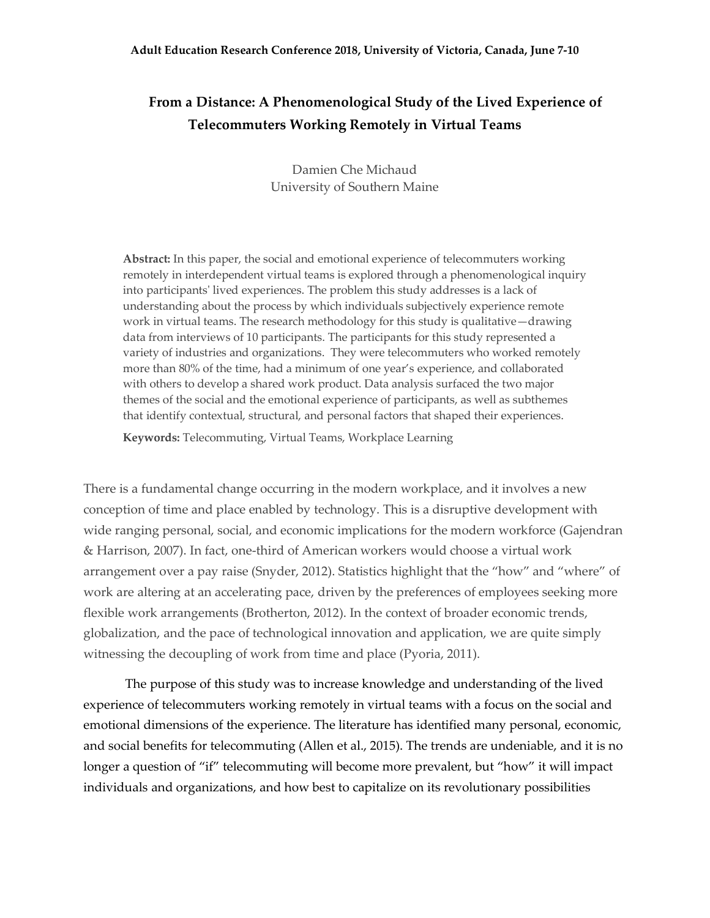# From a Distance: A Phenomenological Study of the Lived Experience of Telecommuters Working Remotely in Virtual Teams

Damien Che Michaud
University of Southern Maine

**Abstract:** In this paper, the social and emotional experience of telecommuters working remotely in interdependent virtual teams is explored through a phenomenological inquiry into participants' lived experiences. The problem this study addresses is a lack of understanding about the process by which individuals subjectively experience remote work in virtual teams. The research methodology for this study is qualitative—drawing data from interviews of 10 participants. The participants for this study represented a variety of industries and organizations. They were telecommuters who worked remotely more than 80% of the time, had a minimum of one year's experience, and collaborated with others to develop a shared work product. Data analysis surfaced the two major themes of the social and the emotional experience of participants, as well as subthemes that identify contextual, structural, and personal factors that shaped their experiences.

**Keywords:** Telecommuting, Virtual Teams, Workplace Learning

There is a fundamental change occurring in the modern workplace, and it involves a new conception of time and place enabled by technology. This is a disruptive development with wide ranging personal, social, and economic implications for the modern workforce (Gajendran & Harrison, 2007). In fact, one-third of American workers would choose a virtual work arrangement over a pay raise (Snyder, 2012). Statistics highlight that the "how" and "where" of work are altering at an accelerating pace, driven by the preferences of employees seeking more flexible work arrangements (Brotherton, 2012). In the context of broader economic trends, globalization, and the pace of technological innovation and application, we are quite simply witnessing the decoupling of work from time and place (Pyoria, 2011).

The purpose of this study was to increase knowledge and understanding of the lived experience of telecommuters working remotely in virtual teams with a focus on the social and emotional dimensions of the experience. The literature has identified many personal, economic, and social benefits for telecommuting (Allen et al., 2015). The trends are undeniable, and it is no longer a question of "if" telecommuting will become more prevalent, but "how" it will impact individuals and organizations, and how best to capitalize on its revolutionary possibilities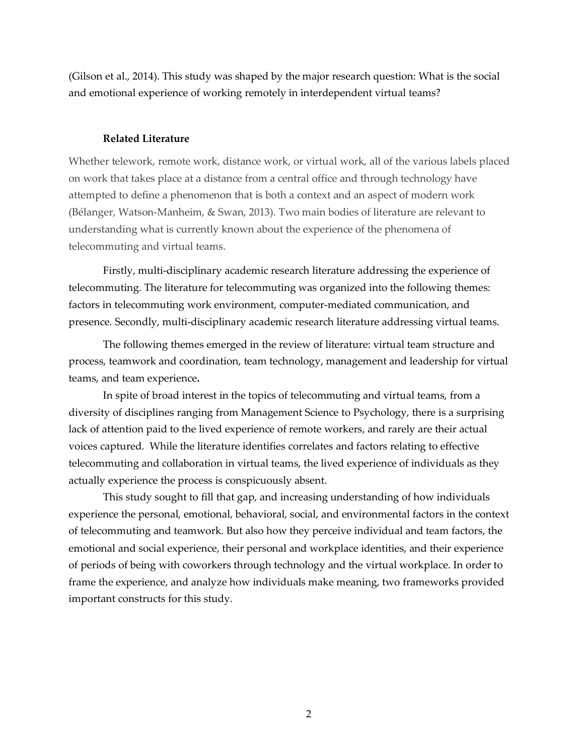(Gilson et al., 2014). This study was shaped by the major research question: What is the social and emotional experience of working remotely in interdependent virtual teams?

## Related Literature

Whether telework, remote work, distance work, or virtual work, all of the various labels placed on work that takes place at a distance from a central office and through technology have attempted to define a phenomenon that is both a context and an aspect of modern work (Bélanger, Watson-Manheim, & Swan, 2013). Two main bodies of literature are relevant to understanding what is currently known about the experience of the phenomena of telecommuting and virtual teams.

Firstly, multi-disciplinary academic research literature addressing the experience of telecommuting. The literature for telecommuting was organized into the following themes: factors in telecommuting work environment, computer-mediated communication, and presence. Secondly, multi-disciplinary academic research literature addressing virtual teams.

The following themes emerged in the review of literature: virtual team structure and process, teamwork and coordination, team technology, management and leadership for virtual teams, and team experience**.**

In spite of broad interest in the topics of telecommuting and virtual teams, from a diversity of disciplines ranging from Management Science to Psychology, there is a surprising lack of attention paid to the lived experience of remote workers, and rarely are their actual voices captured. While the literature identifies correlates and factors relating to effective telecommuting and collaboration in virtual teams, the lived experience of individuals as they actually experience the process is conspicuously absent.

This study sought to fill that gap, and increasing understanding of how individuals experience the personal, emotional, behavioral, social, and environmental factors in the context of telecommuting and teamwork. But also how they perceive individual and team factors, the emotional and social experience, their personal and workplace identities, and their experience of periods of being with coworkers through technology and the virtual workplace. In order to frame the experience, and analyze how individuals make meaning, two frameworks provided important constructs for this study.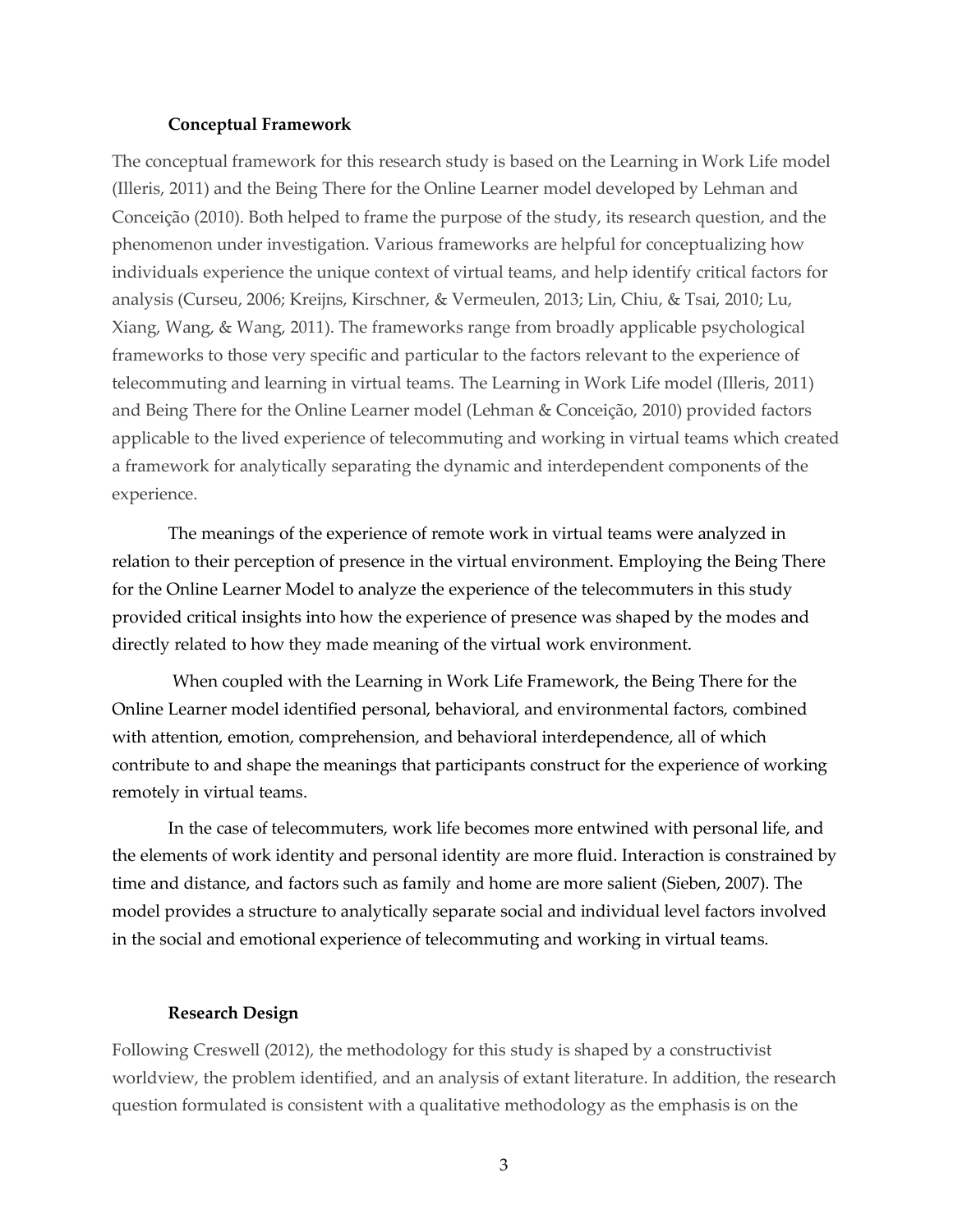## Conceptual Framework

The conceptual framework for this research study is based on the Learning in Work Life model (Illeris, 2011) and the Being There for the Online Learner model developed by Lehman and Conceição (2010). Both helped to frame the purpose of the study, its research question, and the phenomenon under investigation. Various frameworks are helpful for conceptualizing how individuals experience the unique context of virtual teams, and help identify critical factors for analysis (Curseu, 2006; Kreijns, Kirschner, & Vermeulen, 2013; Lin, Chiu, & Tsai, 2010; Lu, Xiang, Wang, & Wang, 2011). The frameworks range from broadly applicable psychological frameworks to those very specific and particular to the factors relevant to the experience of telecommuting and learning in virtual teams. The Learning in Work Life model (Illeris, 2011) and Being There for the Online Learner model (Lehman & Conceição, 2010) provided factors applicable to the lived experience of telecommuting and working in virtual teams which created a framework for analytically separating the dynamic and interdependent components of the experience.

The meanings of the experience of remote work in virtual teams were analyzed in relation to their perception of presence in the virtual environment. Employing the Being There for the Online Learner Model to analyze the experience of the telecommuters in this study provided critical insights into how the experience of presence was shaped by the modes and directly related to how they made meaning of the virtual work environment.

When coupled with the Learning in Work Life Framework, the Being There for the Online Learner model identified personal, behavioral, and environmental factors, combined with attention, emotion, comprehension, and behavioral interdependence, all of which contribute to and shape the meanings that participants construct for the experience of working remotely in virtual teams.

In the case of telecommuters, work life becomes more entwined with personal life, and the elements of work identity and personal identity are more fluid. Interaction is constrained by time and distance, and factors such as family and home are more salient (Sieben, 2007). The model provides a structure to analytically separate social and individual level factors involved in the social and emotional experience of telecommuting and working in virtual teams.

## Research Design

Following Creswell (2012), the methodology for this study is shaped by a constructivist worldview, the problem identified, and an analysis of extant literature. In addition, the research question formulated is consistent with a qualitative methodology as the emphasis is on the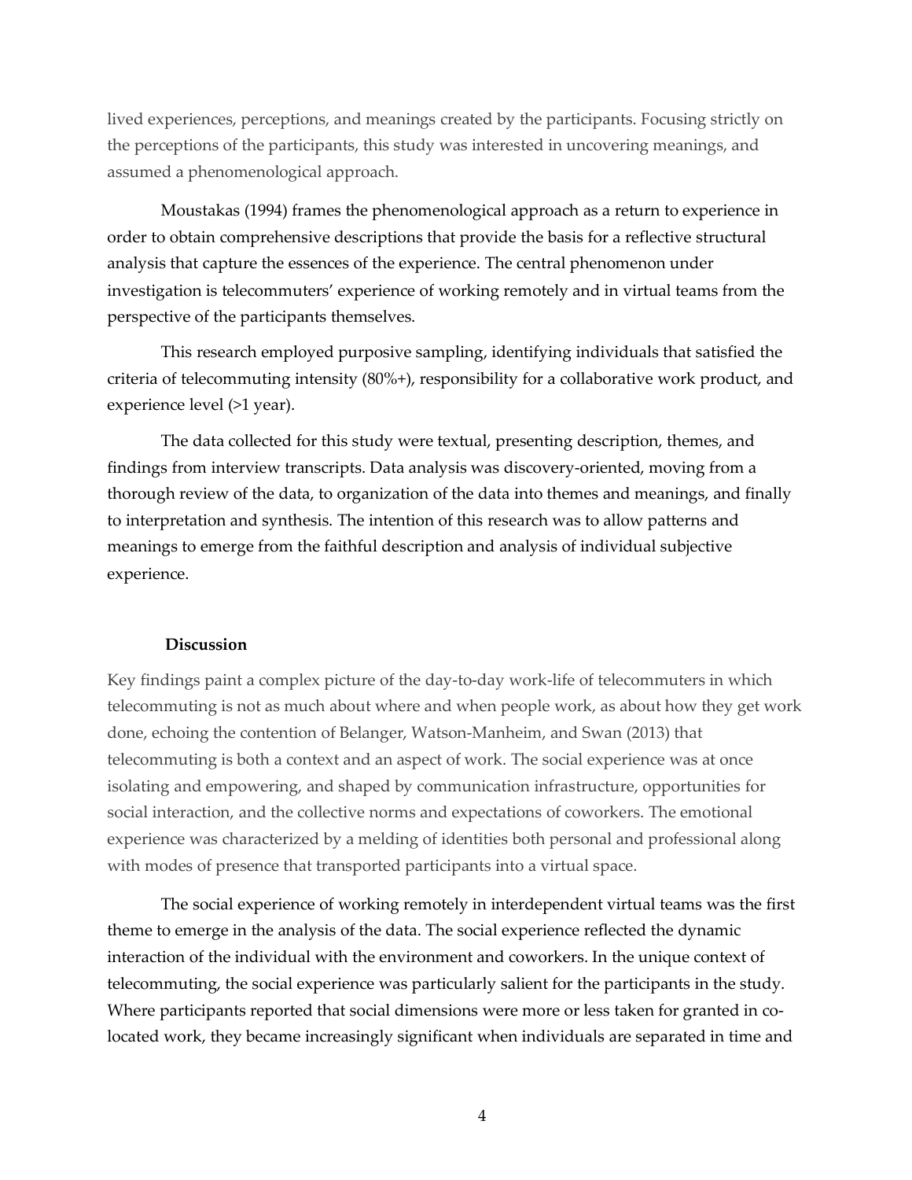lived experiences, perceptions, and meanings created by the participants. Focusing strictly on the perceptions of the participants, this study was interested in uncovering meanings, and assumed a phenomenological approach.

Moustakas (1994) frames the phenomenological approach as a return to experience in order to obtain comprehensive descriptions that provide the basis for a reflective structural analysis that capture the essences of the experience. The central phenomenon under investigation is telecommuters' experience of working remotely and in virtual teams from the perspective of the participants themselves.

This research employed purposive sampling, identifying individuals that satisfied the criteria of telecommuting intensity (80%+), responsibility for a collaborative work product, and experience level (>1 year).

The data collected for this study were textual, presenting description, themes, and findings from interview transcripts. Data analysis was discovery-oriented, moving from a thorough review of the data, to organization of the data into themes and meanings, and finally to interpretation and synthesis. The intention of this research was to allow patterns and meanings to emerge from the faithful description and analysis of individual subjective experience.

## Discussion

Key findings paint a complex picture of the day-to-day work-life of telecommuters in which telecommuting is not as much about where and when people work, as about how they get work done, echoing the contention of Belanger, Watson-Manheim, and Swan (2013) that telecommuting is both a context and an aspect of work. The social experience was at once isolating and empowering, and shaped by communication infrastructure, opportunities for social interaction, and the collective norms and expectations of coworkers. The emotional experience was characterized by a melding of identities both personal and professional along with modes of presence that transported participants into a virtual space.

The social experience of working remotely in interdependent virtual teams was the first theme to emerge in the analysis of the data. The social experience reflected the dynamic interaction of the individual with the environment and coworkers. In the unique context of telecommuting, the social experience was particularly salient for the participants in the study. Where participants reported that social dimensions were more or less taken for granted in co-located work, they became increasingly significant when individuals are separated in time and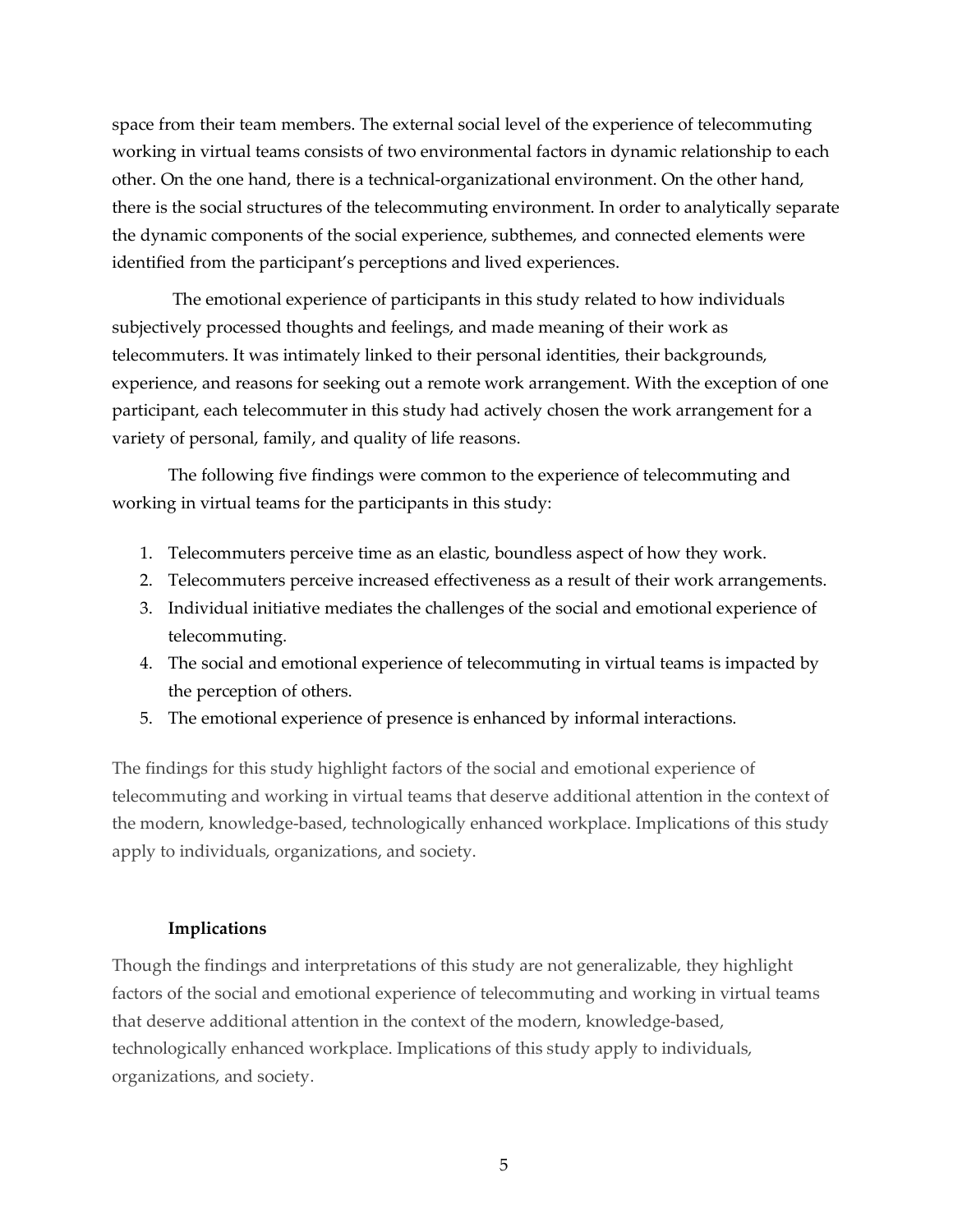space from their team members. The external social level of the experience of telecommuting working in virtual teams consists of two environmental factors in dynamic relationship to each other. On the one hand, there is a technical-organizational environment. On the other hand, there is the social structures of the telecommuting environment. In order to analytically separate the dynamic components of the social experience, subthemes, and connected elements were identified from the participant's perceptions and lived experiences.

The emotional experience of participants in this study related to how individuals subjectively processed thoughts and feelings, and made meaning of their work as telecommuters. It was intimately linked to their personal identities, their backgrounds, experience, and reasons for seeking out a remote work arrangement. With the exception of one participant, each telecommuter in this study had actively chosen the work arrangement for a variety of personal, family, and quality of life reasons.

The following five findings were common to the experience of telecommuting and working in virtual teams for the participants in this study:

1. Telecommuters perceive time as an elastic, boundless aspect of how they work.
2. Telecommuters perceive increased effectiveness as a result of their work arrangements.
3. Individual initiative mediates the challenges of the social and emotional experience of telecommuting.
4. The social and emotional experience of telecommuting in virtual teams is impacted by the perception of others.
5. The emotional experience of presence is enhanced by informal interactions.

The findings for this study highlight factors of the social and emotional experience of telecommuting and working in virtual teams that deserve additional attention in the context of the modern, knowledge-based, technologically enhanced workplace. Implications of this study apply to individuals, organizations, and society.

**Implications**

Though the findings and interpretations of this study are not generalizable, they highlight factors of the social and emotional experience of telecommuting and working in virtual teams that deserve additional attention in the context of the modern, knowledge-based, technologically enhanced workplace. Implications of this study apply to individuals, organizations, and society.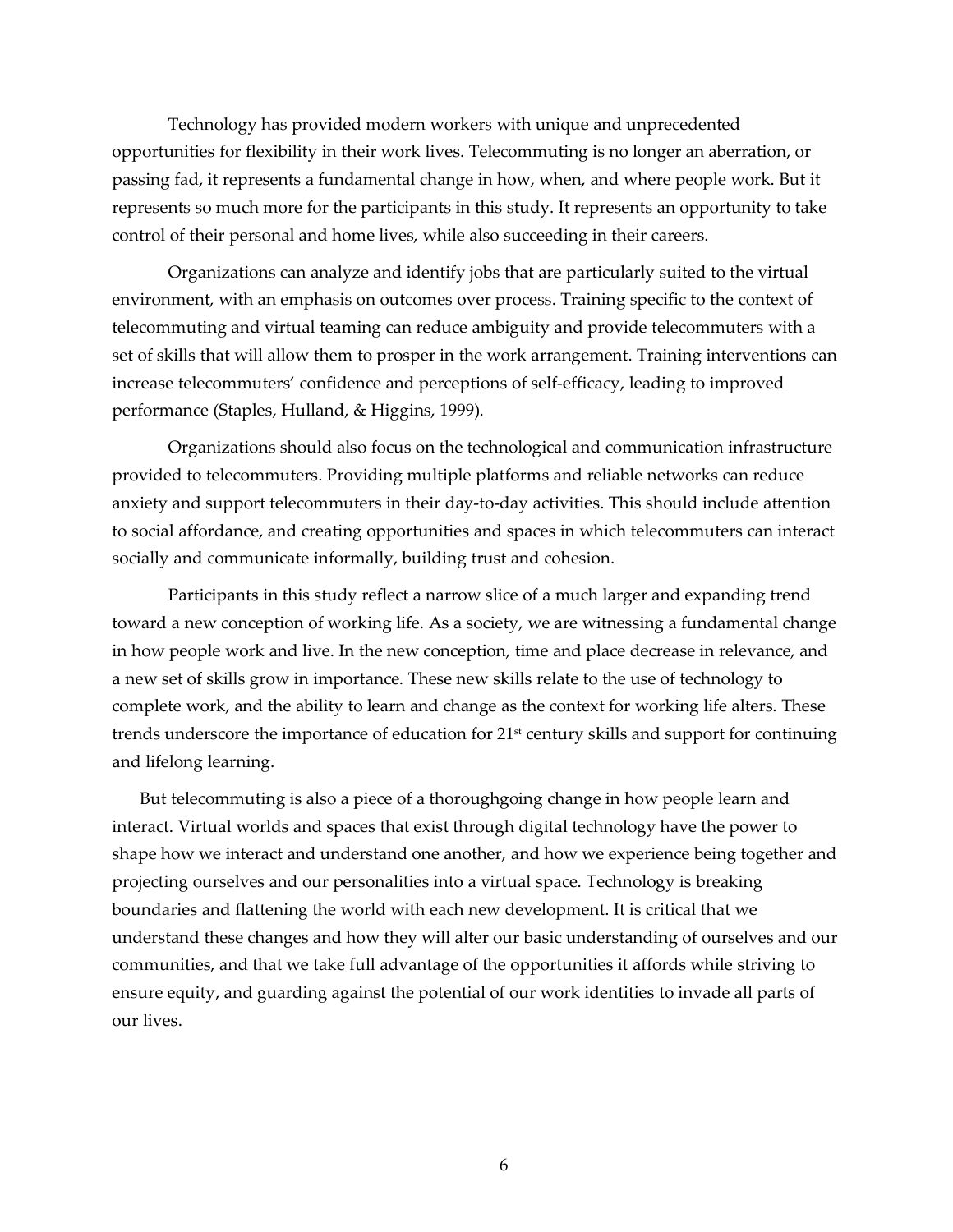Technology has provided modern workers with unique and unprecedented opportunities for flexibility in their work lives. Telecommuting is no longer an aberration, or passing fad, it represents a fundamental change in how, when, and where people work. But it represents so much more for the participants in this study. It represents an opportunity to take control of their personal and home lives, while also succeeding in their careers.

Organizations can analyze and identify jobs that are particularly suited to the virtual environment, with an emphasis on outcomes over process. Training specific to the context of telecommuting and virtual teaming can reduce ambiguity and provide telecommuters with a set of skills that will allow them to prosper in the work arrangement. Training interventions can increase telecommuters' confidence and perceptions of self-efficacy, leading to improved performance (Staples, Hulland, & Higgins, 1999).

Organizations should also focus on the technological and communication infrastructure provided to telecommuters. Providing multiple platforms and reliable networks can reduce anxiety and support telecommuters in their day-to-day activities. This should include attention to social affordance, and creating opportunities and spaces in which telecommuters can interact socially and communicate informally, building trust and cohesion.

Participants in this study reflect a narrow slice of a much larger and expanding trend toward a new conception of working life. As a society, we are witnessing a fundamental change in how people work and live. In the new conception, time and place decrease in relevance, and a new set of skills grow in importance. These new skills relate to the use of technology to complete work, and the ability to learn and change as the context for working life alters. These trends underscore the importance of education for 21st century skills and support for continuing and lifelong learning.

But telecommuting is also a piece of a thoroughgoing change in how people learn and interact. Virtual worlds and spaces that exist through digital technology have the power to shape how we interact and understand one another, and how we experience being together and projecting ourselves and our personalities into a virtual space. Technology is breaking boundaries and flattening the world with each new development. It is critical that we understand these changes and how they will alter our basic understanding of ourselves and our communities, and that we take full advantage of the opportunities it affords while striving to ensure equity, and guarding against the potential of our work identities to invade all parts of our lives.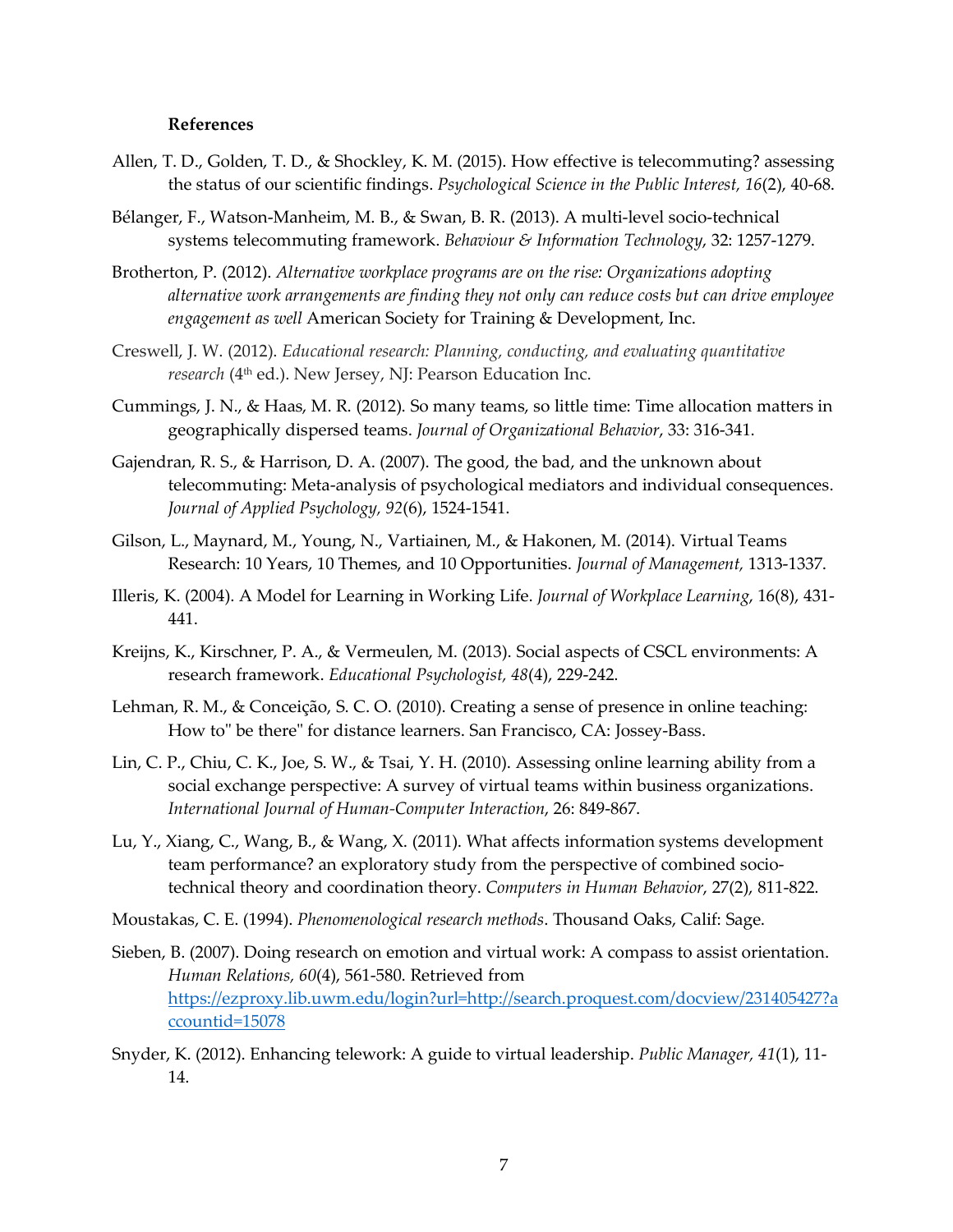**References**

Allen, T. D., Golden, T. D., & Shockley, K. M. (2015). How effective is telecommuting? assessing the status of our scientific findings. *Psychological Science in the Public Interest, 16*(2), 40-68.

Bélanger, F., Watson-Manheim, M. B., & Swan, B. R. (2013). A multi-level socio-technical systems telecommuting framework. *Behaviour & Information Technology*, 32: 1257-1279.

Brotherton, P. (2012). *Alternative workplace programs are on the rise: Organizations adopting alternative work arrangements are finding they not only can reduce costs but can drive employee engagement as well* American Society for Training & Development, Inc.

Creswell, J. W. (2012). *Educational research: Planning, conducting, and evaluating quantitative research* (4th ed.). New Jersey, NJ: Pearson Education Inc.

Cummings, J. N., & Haas, M. R. (2012). So many teams, so little time: Time allocation matters in geographically dispersed teams. *Journal of Organizational Behavior*, 33: 316-341.

Gajendran, R. S., & Harrison, D. A. (2007). The good, the bad, and the unknown about telecommuting: Meta-analysis of psychological mediators and individual consequences. *Journal of Applied Psychology, 92*(6), 1524-1541.

Gilson, L., Maynard, M., Young, N., Vartiainen, M., & Hakonen, M. (2014). Virtual Teams Research: 10 Years, 10 Themes, and 10 Opportunities. *Journal of Management,* 1313-1337.

Illeris, K. (2004). A Model for Learning in Working Life. *Journal of Workplace Learning*, 16(8), 431-441.

Kreijns, K., Kirschner, P. A., & Vermeulen, M. (2013). Social aspects of CSCL environments: A research framework. *Educational Psychologist, 48*(4), 229-242.

Lehman, R. M., & Conceição, S. C. O. (2010). Creating a sense of presence in online teaching: How to" be there" for distance learners. San Francisco, CA: Jossey-Bass.

Lin, C. P., Chiu, C. K., Joe, S. W., & Tsai, Y. H. (2010). Assessing online learning ability from a social exchange perspective: A survey of virtual teams within business organizations. *International Journal of Human-Computer Interaction*, 26: 849-867.

Lu, Y., Xiang, C., Wang, B., & Wang, X. (2011). What affects information systems development team performance? an exploratory study from the perspective of combined socio-technical theory and coordination theory. *Computers in Human Behavior*, 27(2), 811-822.

Moustakas, C. E. (1994). *Phenomenological research methods*. Thousand Oaks, Calif: Sage.

Sieben, B. (2007). Doing research on emotion and virtual work: A compass to assist orientation. *Human Relations, 60*(4), 561-580. Retrieved from https://ezproxy.lib.uwm.edu/login?url=http://search.proquest.com/docview/231405427?accountid=15078

Snyder, K. (2012). Enhancing telework: A guide to virtual leadership. *Public Manager, 41*(1), 11-14.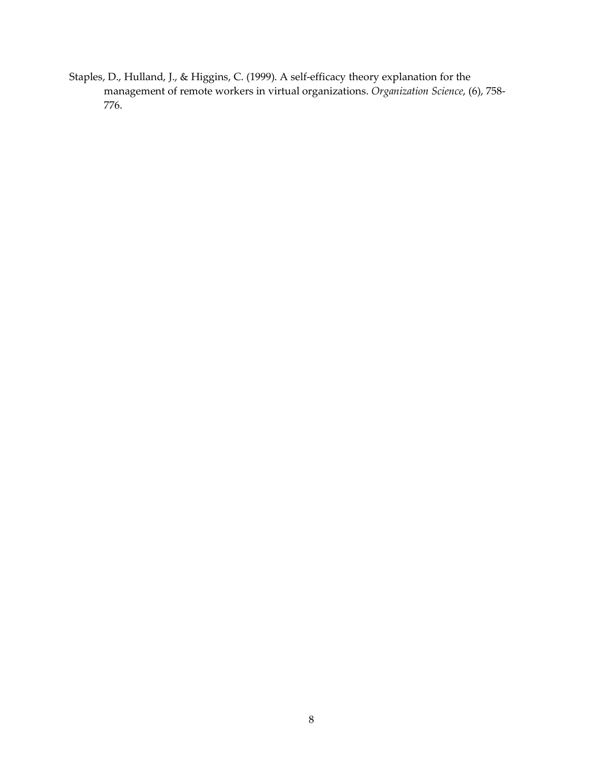Staples, D., Hulland, J., & Higgins, C. (1999). A self-efficacy theory explanation for the management of remote workers in virtual organizations. *Organization Science*, (6), 758-776.